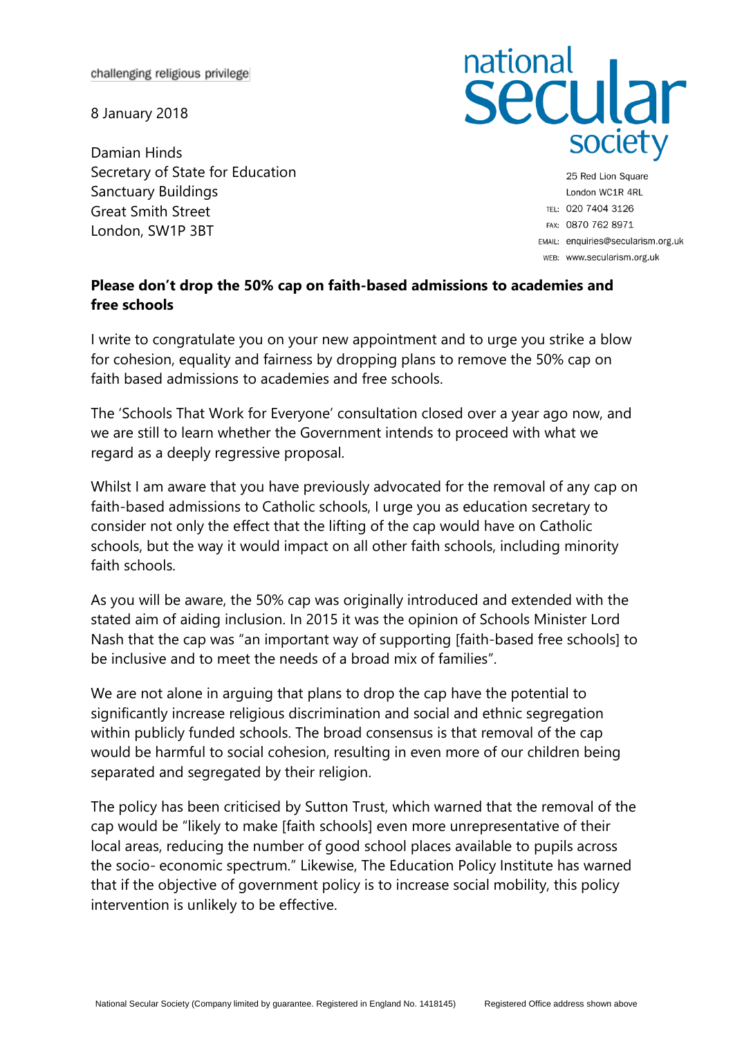challenging religious privilege

8 January 2018

Damian Hinds
Secretary of State for Education
Sanctuary Buildings
Great Smith Street
London, SW1P 3BT

national secular society

25 Red Lion Square
London WC1R 4RL
TEL: 020 7404 3126
FAX: 0870 762 8971
EMAIL: enquiries@secularism.org.uk
WEB: www.secularism.org.uk

**Please don't drop the 50% cap on faith-based admissions to academies and free schools**

I write to congratulate you on your new appointment and to urge you strike a blow for cohesion, equality and fairness by dropping plans to remove the 50% cap on faith based admissions to academies and free schools.

The 'Schools That Work for Everyone' consultation closed over a year ago now, and we are still to learn whether the Government intends to proceed with what we regard as a deeply regressive proposal.

Whilst I am aware that you have previously advocated for the removal of any cap on faith-based admissions to Catholic schools, I urge you as education secretary to consider not only the effect that the lifting of the cap would have on Catholic schools, but the way it would impact on all other faith schools, including minority faith schools.

As you will be aware, the 50% cap was originally introduced and extended with the stated aim of aiding inclusion. In 2015 it was the opinion of Schools Minister Lord Nash that the cap was "an important way of supporting [faith-based free schools] to be inclusive and to meet the needs of a broad mix of families".

We are not alone in arguing that plans to drop the cap have the potential to significantly increase religious discrimination and social and ethnic segregation within publicly funded schools. The broad consensus is that removal of the cap would be harmful to social cohesion, resulting in even more of our children being separated and segregated by their religion.

The policy has been criticised by Sutton Trust, which warned that the removal of the cap would be "likely to make [faith schools] even more unrepresentative of their local areas, reducing the number of good school places available to pupils across the socio- economic spectrum." Likewise, The Education Policy Institute has warned that if the objective of government policy is to increase social mobility, this policy intervention is unlikely to be effective.

National Secular Society (Company limited by guarantee. Registered in England No. 1418145) Registered Office address shown above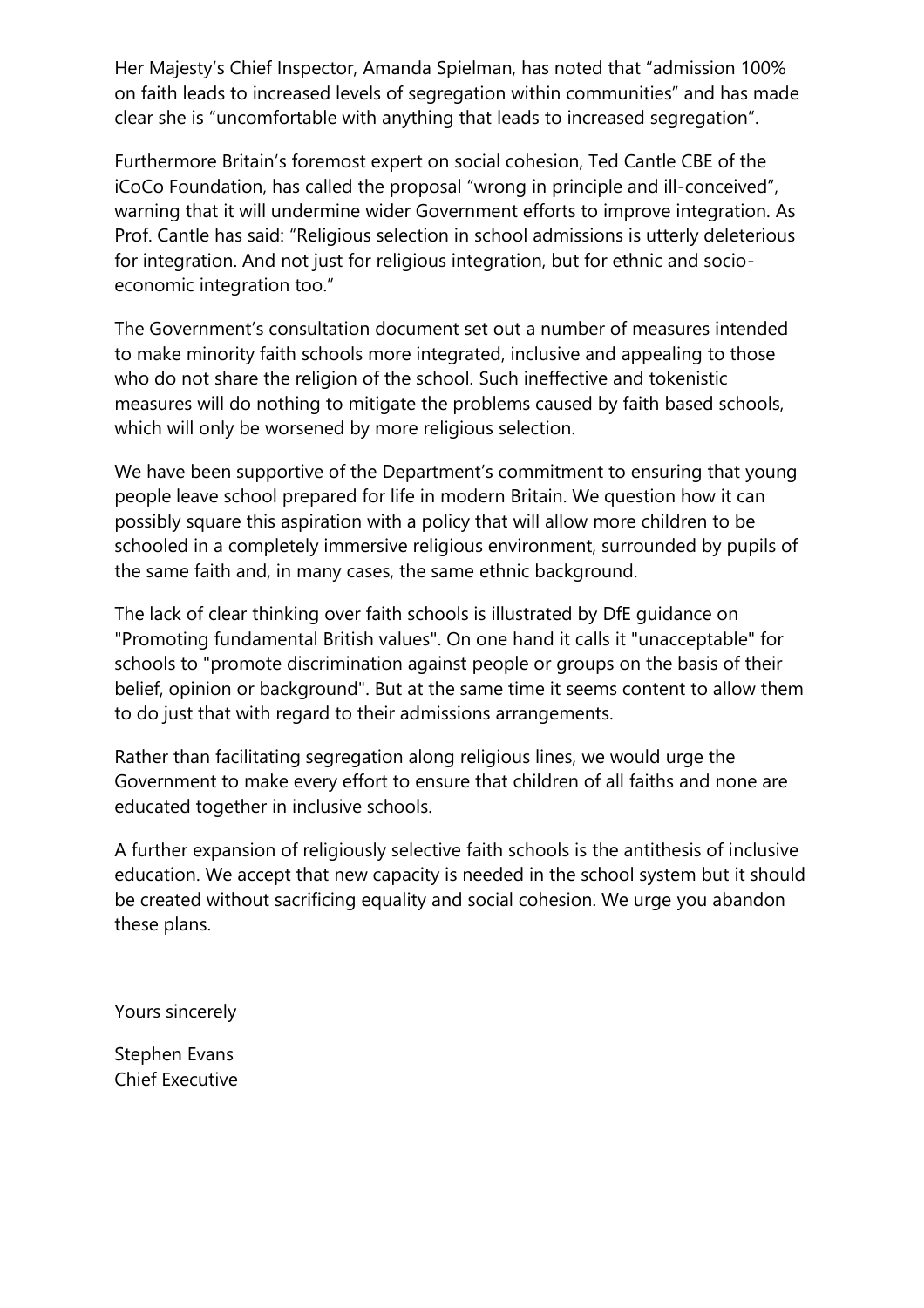Her Majesty's Chief Inspector, Amanda Spielman, has noted that "admission 100% on faith leads to increased levels of segregation within communities" and has made clear she is "uncomfortable with anything that leads to increased segregation".

Furthermore Britain's foremost expert on social cohesion, Ted Cantle CBE of the iCoCo Foundation, has called the proposal "wrong in principle and ill-conceived", warning that it will undermine wider Government efforts to improve integration. As Prof. Cantle has said: "Religious selection in school admissions is utterly deleterious for integration. And not just for religious integration, but for ethnic and socio-economic integration too."

The Government's consultation document set out a number of measures intended to make minority faith schools more integrated, inclusive and appealing to those who do not share the religion of the school. Such ineffective and tokenistic measures will do nothing to mitigate the problems caused by faith based schools, which will only be worsened by more religious selection.

We have been supportive of the Department's commitment to ensuring that young people leave school prepared for life in modern Britain. We question how it can possibly square this aspiration with a policy that will allow more children to be schooled in a completely immersive religious environment, surrounded by pupils of the same faith and, in many cases, the same ethnic background.

The lack of clear thinking over faith schools is illustrated by DfE guidance on "Promoting fundamental British values". On one hand it calls it "unacceptable" for schools to "promote discrimination against people or groups on the basis of their belief, opinion or background". But at the same time it seems content to allow them to do just that with regard to their admissions arrangements.

Rather than facilitating segregation along religious lines, we would urge the Government to make every effort to ensure that children of all faiths and none are educated together in inclusive schools.

A further expansion of religiously selective faith schools is the antithesis of inclusive education. We accept that new capacity is needed in the school system but it should be created without sacrificing equality and social cohesion. We urge you abandon these plans.

Yours sincerely

Stephen Evans
Chief Executive